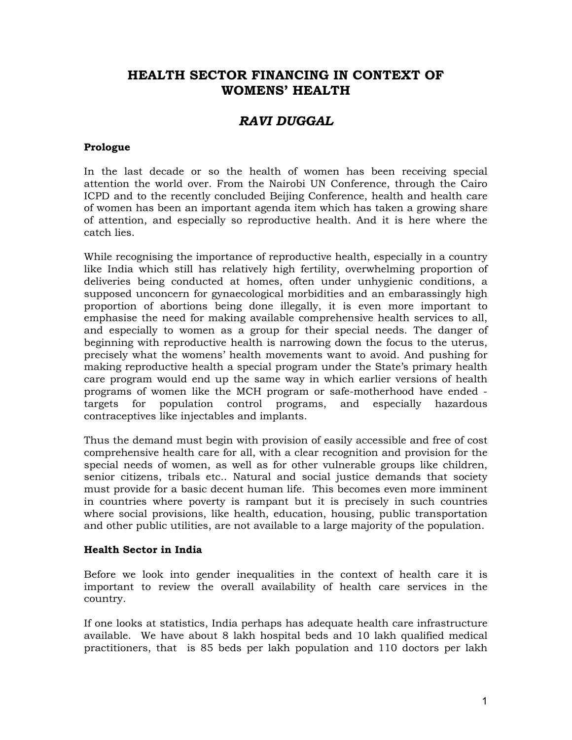# HEALTH SECTOR FINANCING IN CONTEXT OF WOMENS' HEALTH

## *RAVI DUGGAL*

**Prologue**

In the last decade or so the health of women has been receiving special attention the world over. From the Nairobi UN Conference, through the Cairo ICPD and to the recently concluded Beijing Conference, health and health care of women has been an important agenda item which has taken a growing share of attention, and especially so reproductive health. And it is here where the catch lies.

While recognising the importance of reproductive health, especially in a country like India which still has relatively high fertility, overwhelming proportion of deliveries being conducted at homes, often under unhygienic conditions, a supposed unconcern for gynaecological morbidities and an embarassingly high proportion of abortions being done illegally, it is even more important to emphasise the need for making available comprehensive health services to all, and especially to women as a group for their special needs. The danger of beginning with reproductive health is narrowing down the focus to the uterus, precisely what the womens' health movements want to avoid. And pushing for making reproductive health a special program under the State's primary health care program would end up the same way in which earlier versions of health programs of women like the MCH program or safe-motherhood have ended - targets for population control programs, and especially hazardous contraceptives like injectables and implants.

Thus the demand must begin with provision of easily accessible and free of cost comprehensive health care for all, with a clear recognition and provision for the special needs of women, as well as for other vulnerable groups like children, senior citizens, tribals etc.. Natural and social justice demands that society must provide for a basic decent human life. This becomes even more imminent in countries where poverty is rampant but it is precisely in such countries where social provisions, like health, education, housing, public transportation and other public utilities, are not available to a large majority of the population.

**Health Sector in India**

Before we look into gender inequalities in the context of health care it is important to review the overall availability of health care services in the country.

If one looks at statistics, India perhaps has adequate health care infrastructure available. We have about 8 lakh hospital beds and 10 lakh qualified medical practitioners, that is 85 beds per lakh population and 110 doctors per lakh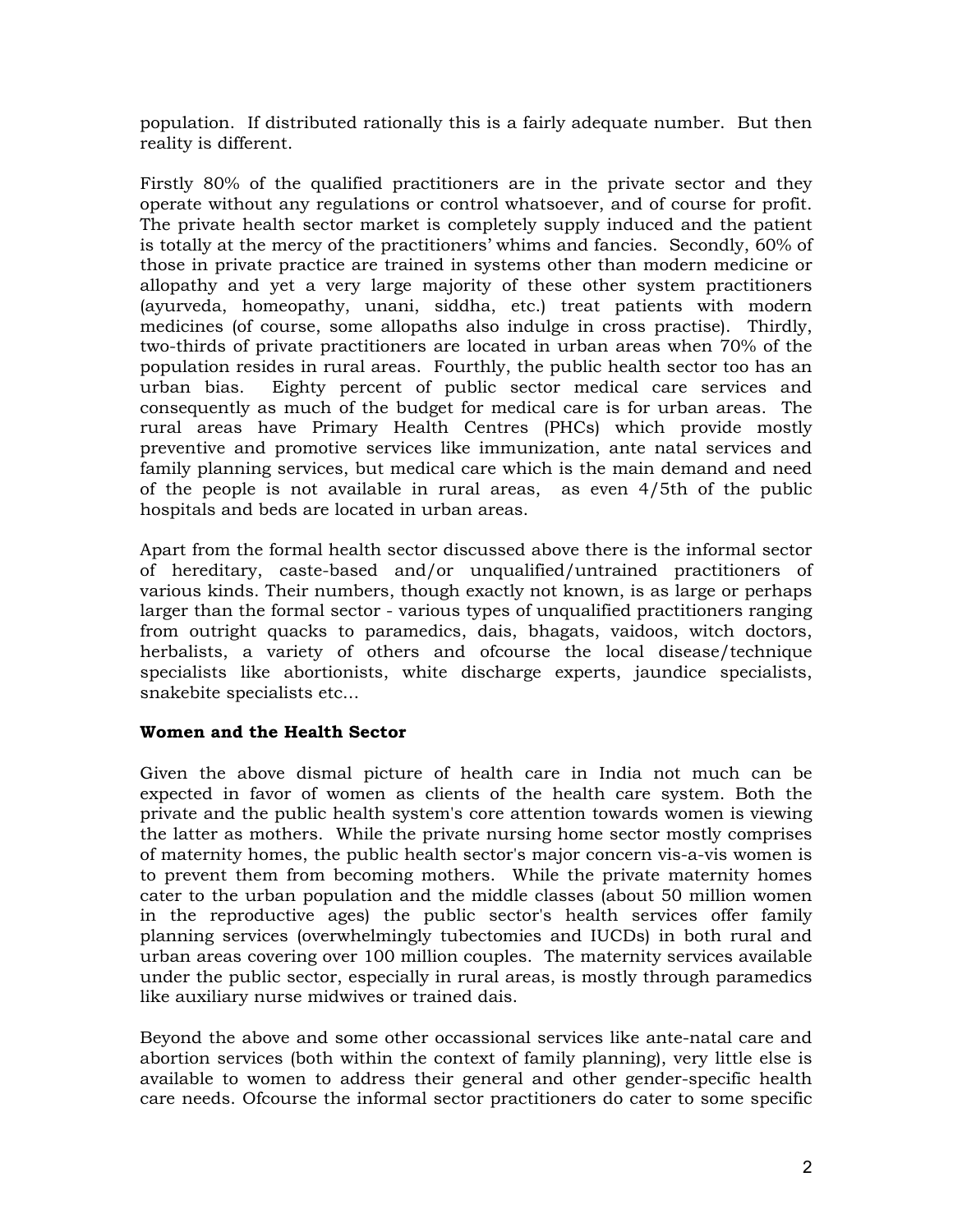population. If distributed rationally this is a fairly adequate number. But then reality is different.

Firstly 80% of the qualified practitioners are in the private sector and they operate without any regulations or control whatsoever, and of course for profit. The private health sector market is completely supply induced and the patient is totally at the mercy of the practitioners' whims and fancies. Secondly, 60% of those in private practice are trained in systems other than modern medicine or allopathy and yet a very large majority of these other system practitioners (ayurveda, homeopathy, unani, siddha, etc.) treat patients with modern medicines (of course, some allopaths also indulge in cross practise). Thirdly, two-thirds of private practitioners are located in urban areas when 70% of the population resides in rural areas. Fourthly, the public health sector too has an urban bias. Eighty percent of public sector medical care services and consequently as much of the budget for medical care is for urban areas. The rural areas have Primary Health Centres (PHCs) which provide mostly preventive and promotive services like immunization, ante natal services and family planning services, but medical care which is the main demand and need of the people is not available in rural areas, as even 4/5th of the public hospitals and beds are located in urban areas.

Apart from the formal health sector discussed above there is the informal sector of hereditary, caste-based and/or unqualified/untrained practitioners of various kinds. Their numbers, though exactly not known, is as large or perhaps larger than the formal sector - various types of unqualified practitioners ranging from outright quacks to paramedics, dais, bhagats, vaidoos, witch doctors, herbalists, a variety of others and ofcourse the local disease/technique specialists like abortionists, white discharge experts, jaundice specialists, snakebite specialists etc...

**Women and the Health Sector**

Given the above dismal picture of health care in India not much can be expected in favor of women as clients of the health care system. Both the private and the public health system's core attention towards women is viewing the latter as mothers. While the private nursing home sector mostly comprises of maternity homes, the public health sector's major concern vis-a-vis women is to prevent them from becoming mothers. While the private maternity homes cater to the urban population and the middle classes (about 50 million women in the reproductive ages) the public sector's health services offer family planning services (overwhelmingly tubectomies and IUCDs) in both rural and urban areas covering over 100 million couples. The maternity services available under the public sector, especially in rural areas, is mostly through paramedics like auxiliary nurse midwives or trained dais.

Beyond the above and some other occassional services like ante-natal care and abortion services (both within the context of family planning), very little else is available to women to address their general and other gender-specific health care needs. Ofcourse the informal sector practitioners do cater to some specific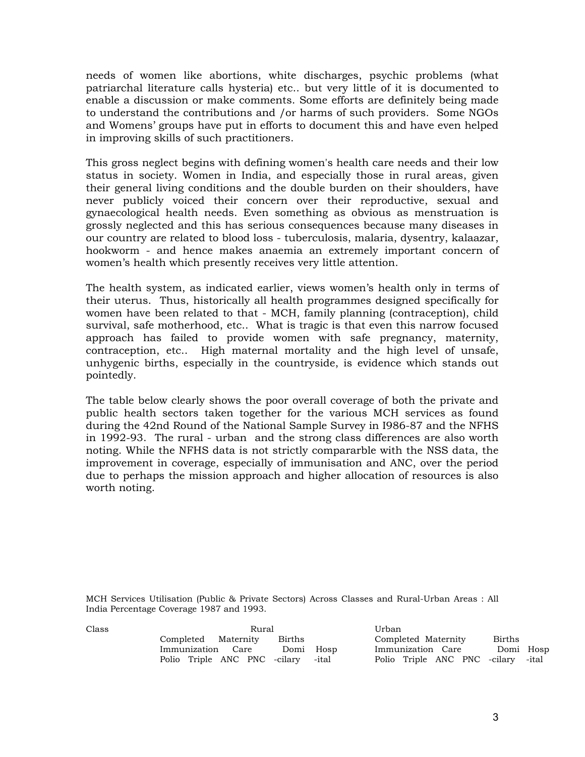needs of women like abortions, white discharges, psychic problems (what patriarchal literature calls hysteria) etc.. but very little of it is documented to enable a discussion or make comments. Some efforts are definitely being made to understand the contributions and /or harms of such providers. Some NGOs and Womens' groups have put in efforts to document this and have even helped in improving skills of such practitioners.

This gross neglect begins with defining women's health care needs and their low status in society. Women in India, and especially those in rural areas, given their general living conditions and the double burden on their shoulders, have never publicly voiced their concern over their reproductive, sexual and gynaecological health needs. Even something as obvious as menstruation is grossly neglected and this has serious consequences because many diseases in our country are related to blood loss - tuberculosis, malaria, dysentry, kalaazar, hookworm - and hence makes anaemia an extremely important concern of women's health which presently receives very little attention.

The health system, as indicated earlier, views women's health only in terms of their uterus. Thus, historically all health programmes designed specifically for women have been related to that - MCH, family planning (contraception), child survival, safe motherhood, etc.. What is tragic is that even this narrow focused approach has failed to provide women with safe pregnancy, maternity, contraception, etc.. High maternal mortality and the high level of unsafe, unhygenic births, especially in the countryside, is evidence which stands out pointedly.

The table below clearly shows the poor overall coverage of both the private and public health sectors taken together for the various MCH services as found during the 42nd Round of the National Sample Survey in I986-87 and the NFHS in 1992-93. The rural - urban and the strong class differences are also worth noting. While the NFHS data is not strictly compararble with the NSS data, the improvement in coverage, especially of immunisation and ANC, over the period due to perhaps the mission approach and higher allocation of resources is also worth noting.

MCH Services Utilisation (Public & Private Sectors) Across Classes and Rural-Urban Areas : All India Percentage Coverage 1987 and 1993.

| Class | Rural | | | | | | Urban | | | | | |
|---|---|---|---|---|---|---|---|---|---|---|---|---|
| | Completed Immunization | | Maternity Care | | Births | | Completed Immunization | | Maternity Care | | Births | |
| | Polio | Triple | ANC | PNC | Domi-cilary | Hosp-ital | Polio | Triple | ANC | PNC | Domi-cilary | Hosp-ital |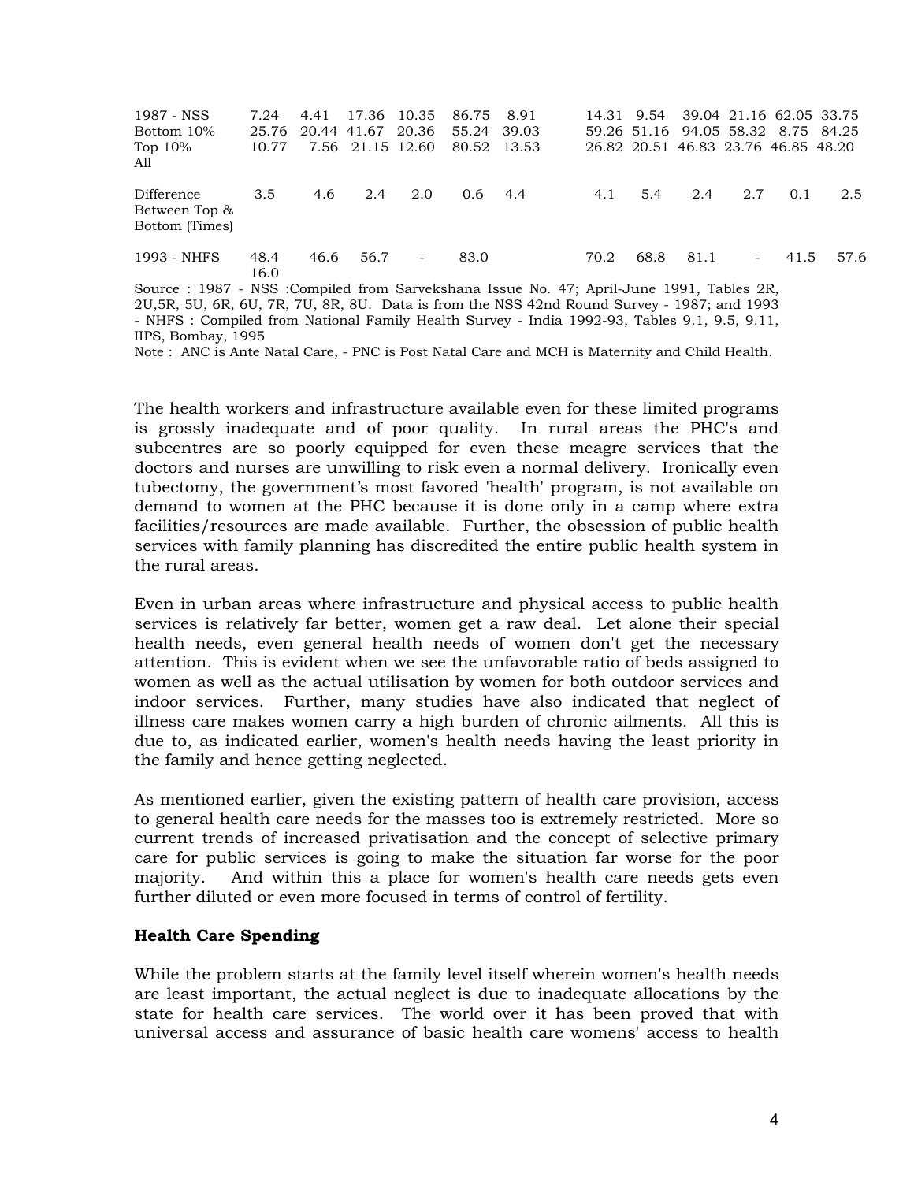| | | | | | | | | | | | | |
|---|---|---|---|---|---|---|---|---|---|---|---|---|
| 1987 - NSS | 7.24 | 4.41 | 17.36 | 10.35 | 86.75 | 8.91 | 14.31 | 9.54 | 39.04 | 21.16 | 62.05 | 33.75 |
| Bottom 10% | 25.76 | 20.44 | 41.67 | 20.36 | 55.24 | 39.03 | 59.26 | 51.16 | 94.05 | 58.32 | 8.75 | 84.25 |
| Top 10% | 10.77 | 7.56 | 21.15 | 12.60 | 80.52 | 13.53 | 26.82 | 20.51 | 46.83 | 23.76 | 46.85 | 48.20 |
| All | | | | | | | | | | | | |
| Difference Between Top & Bottom (Times) | 3.5 | 4.6 | 2.4 | 2.0 | 0.6 | 4.4 | 4.1 | 5.4 | 2.4 | 2.7 | 0.1 | 2.5 |
| 1993 - NHFS | 48.4 16.0 | 46.6 | 56.7 | - | 83.0 | | 70.2 | 68.8 | 81.1 | - | 41.5 | 57.6 |

Source : 1987 - NSS :Compiled from Sarvekshana Issue No. 47; April-June 1991, Tables 2R, 2U,5R, 5U, 6R, 6U, 7R, 7U, 8R, 8U. Data is from the NSS 42nd Round Survey - 1987; and 1993 - NHFS : Compiled from National Family Health Survey - India 1992-93, Tables 9.1, 9.5, 9.11, IIPS, Bombay, 1995

Note : ANC is Ante Natal Care, - PNC is Post Natal Care and MCH is Maternity and Child Health.

The health workers and infrastructure available even for these limited programs is grossly inadequate and of poor quality. In rural areas the PHC's and subcentres are so poorly equipped for even these meagre services that the doctors and nurses are unwilling to risk even a normal delivery. Ironically even tubectomy, the government's most favored 'health' program, is not available on demand to women at the PHC because it is done only in a camp where extra facilities/resources are made available. Further, the obsession of public health services with family planning has discredited the entire public health system in the rural areas.

Even in urban areas where infrastructure and physical access to public health services is relatively far better, women get a raw deal. Let alone their special health needs, even general health needs of women don't get the necessary attention. This is evident when we see the unfavorable ratio of beds assigned to women as well as the actual utilisation by women for both outdoor services and indoor services. Further, many studies have also indicated that neglect of illness care makes women carry a high burden of chronic ailments. All this is due to, as indicated earlier, women's health needs having the least priority in the family and hence getting neglected.

As mentioned earlier, given the existing pattern of health care provision, access to general health care needs for the masses too is extremely restricted. More so current trends of increased privatisation and the concept of selective primary care for public services is going to make the situation far worse for the poor majority. And within this a place for women's health care needs gets even further diluted or even more focused in terms of control of fertility.

**Health Care Spending**

While the problem starts at the family level itself wherein women's health needs are least important, the actual neglect is due to inadequate allocations by the state for health care services. The world over it has been proved that with universal access and assurance of basic health care womens' access to health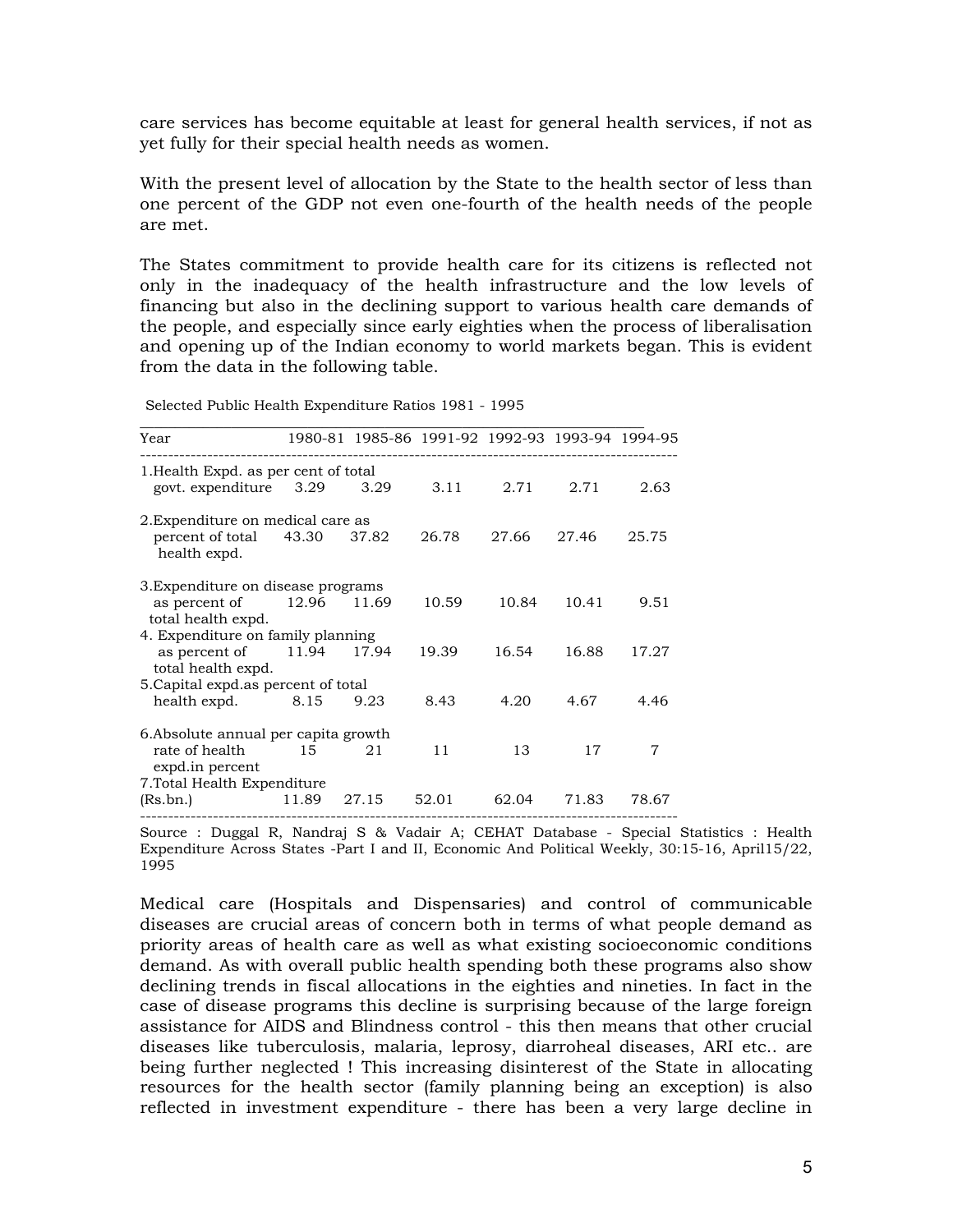care services has become equitable at least for general health services, if not as yet fully for their special health needs as women.

With the present level of allocation by the State to the health sector of less than one percent of the GDP not even one-fourth of the health needs of the people are met.

The States commitment to provide health care for its citizens is reflected not only in the inadequacy of the health infrastructure and the low levels of financing but also in the declining support to various health care demands of the people, and especially since early eighties when the process of liberalisation and opening up of the Indian economy to world markets began. This is evident from the data in the following table.

Selected Public Health Expenditure Ratios 1981 - 1995

| Year | 1980-81 | 1985-86 | 1991-92 | 1992-93 | 1993-94 | 1994-95 |
|---|---|---|---|---|---|---|
| 1.Health Expd. as per cent of total govt. expenditure | 3.29 | 3.29 | 3.11 | 2.71 | 2.71 | 2.63 |
| 2.Expenditure on medical care as percent of total health expd. | 43.30 | 37.82 | 26.78 | 27.66 | 27.46 | 25.75 |
| 3.Expenditure on disease programs as percent of total health expd. | 12.96 | 11.69 | 10.59 | 10.84 | 10.41 | 9.51 |
| 4. Expenditure on family planning as percent of total health expd. | 11.94 | 17.94 | 19.39 | 16.54 | 16.88 | 17.27 |
| 5.Capital expd.as percent of total health expd. | 8.15 | 9.23 | 8.43 | 4.20 | 4.67 | 4.46 |
| 6.Absolute annual per capita growth rate of health expd.in percent | 15 | 21 | 11 | 13 | 17 | 7 |
| 7.Total Health Expenditure (Rs.bn.) | 11.89 | 27.15 | 52.01 | 62.04 | 71.83 | 78.67 |

Source : Duggal R, Nandraj S & Vadair A; CEHAT Database - Special Statistics : Health Expenditure Across States -Part I and II, Economic And Political Weekly, 30:15-16, April15/22, 1995

Medical care (Hospitals and Dispensaries) and control of communicable diseases are crucial areas of concern both in terms of what people demand as priority areas of health care as well as what existing socioeconomic conditions demand. As with overall public health spending both these programs also show declining trends in fiscal allocations in the eighties and nineties. In fact in the case of disease programs this decline is surprising because of the large foreign assistance for AIDS and Blindness control - this then means that other crucial diseases like tuberculosis, malaria, leprosy, diarroheal diseases, ARI etc.. are being further neglected ! This increasing disinterest of the State in allocating resources for the health sector (family planning being an exception) is also reflected in investment expenditure - there has been a very large decline in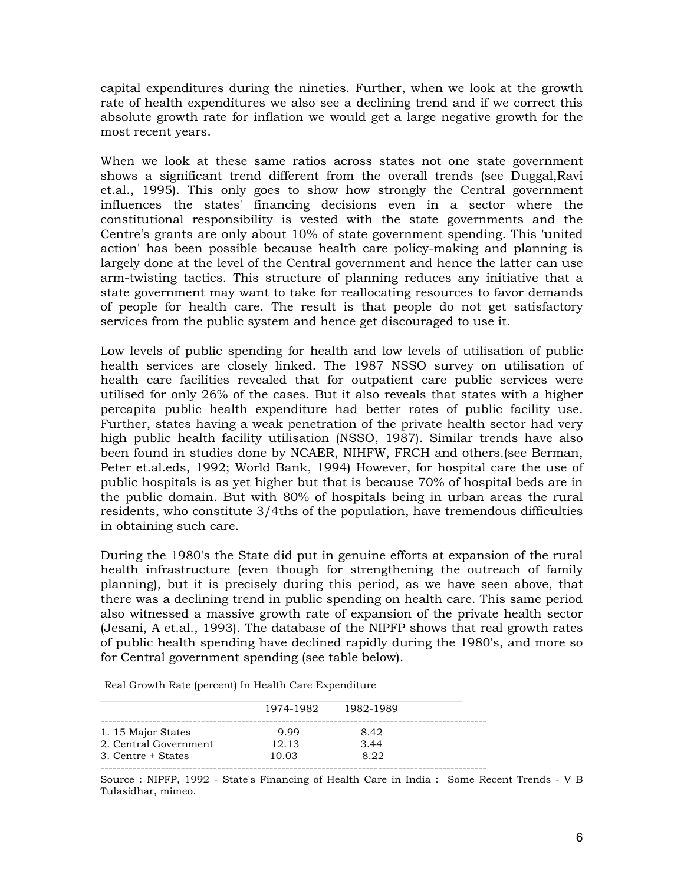capital expenditures during the nineties. Further, when we look at the growth rate of health expenditures we also see a declining trend and if we correct this absolute growth rate for inflation we would get a large negative growth for the most recent years.

When we look at these same ratios across states not one state government shows a significant trend different from the overall trends (see Duggal,Ravi et.al., 1995). This only goes to show how strongly the Central government influences the states' financing decisions even in a sector where the constitutional responsibility is vested with the state governments and the Centre's grants are only about 10% of state government spending. This 'united action' has been possible because health care policy-making and planning is largely done at the level of the Central government and hence the latter can use arm-twisting tactics. This structure of planning reduces any initiative that a state government may want to take for reallocating resources to favor demands of people for health care. The result is that people do not get satisfactory services from the public system and hence get discouraged to use it.

Low levels of public spending for health and low levels of utilisation of public health services are closely linked. The 1987 NSSO survey on utilisation of health care facilities revealed that for outpatient care public services were utilised for only 26% of the cases. But it also reveals that states with a higher percapita public health expenditure had better rates of public facility use. Further, states having a weak penetration of the private health sector had very high public health facility utilisation (NSSO, 1987). Similar trends have also been found in studies done by NCAER, NIHFW, FRCH and others.(see Berman, Peter et.al.eds, 1992; World Bank, 1994) However, for hospital care the use of public hospitals is as yet higher but that is because 70% of hospital beds are in the public domain. But with 80% of hospitals being in urban areas the rural residents, who constitute 3/4ths of the population, have tremendous difficulties in obtaining such care.

During the 1980's the State did put in genuine efforts at expansion of the rural health infrastructure (even though for strengthening the outreach of family planning), but it is precisely during this period, as we have seen above, that there was a declining trend in public spending on health care. This same period also witnessed a massive growth rate of expansion of the private health sector (Jesani, A et.al., 1993). The database of the NIPFP shows that real growth rates of public health spending have declined rapidly during the 1980's, and more so for Central government spending (see table below).

Real Growth Rate (percent) In Health Care Expenditure

| | 1974-1982 | 1982-1989 |
|---|---|---|
| 1. 15 Major States | 9.99 | 8.42 |
| 2. Central Government | 12.13 | 3.44 |
| 3. Centre + States | 10.03 | 8.22 |

Source : NIPFP, 1992 - State's Financing of Health Care in India : Some Recent Trends - V B Tulasidhar, mimeo.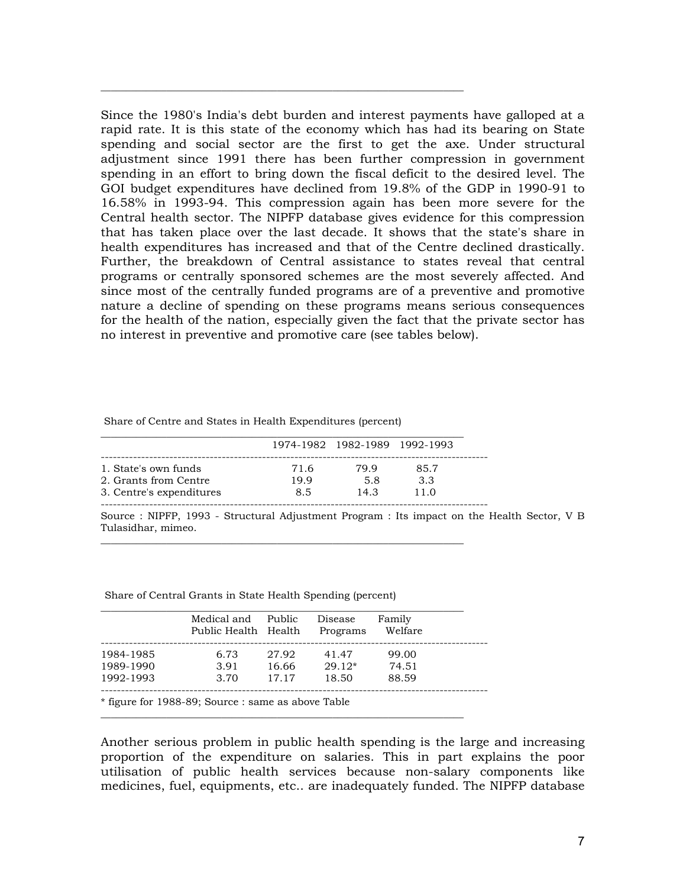Since the 1980's India's debt burden and interest payments have galloped at a rapid rate. It is this state of the economy which has had its bearing on State spending and social sector are the first to get the axe. Under structural adjustment since 1991 there has been further compression in government spending in an effort to bring down the fiscal deficit to the desired level. The GOI budget expenditures have declined from 19.8% of the GDP in 1990-91 to 16.58% in 1993-94. This compression again has been more severe for the Central health sector. The NIPFP database gives evidence for this compression that has taken place over the last decade. It shows that the state's share in health expenditures has increased and that of the Centre declined drastically. Further, the breakdown of Central assistance to states reveal that central programs or centrally sponsored schemes are the most severely affected. And since most of the centrally funded programs are of a preventive and promotive nature a decline of spending on these programs means serious consequences for the health of the nation, especially given the fact that the private sector has no interest in preventive and promotive care (see tables below).

Share of Centre and States in Health Expenditures (percent)

| | 1974-1982 | 1982-1989 | 1992-1993 |
|---|---|---|---|
| 1. State's own funds | 71.6 | 79.9 | 85.7 |
| 2. Grants from Centre | 19.9 | 5.8 | 3.3 |
| 3. Centre's expenditures | 8.5 | 14.3 | 11.0 |

Source : NIPFP, 1993 - Structural Adjustment Program : Its impact on the Health Sector, V B Tulasidhar, mimeo.

Share of Central Grants in State Health Spending (percent)

| | Medical and Public Health | Public Health | Disease Programs | Family Welfare |
|---|---|---|---|---|
| 1984-1985 | 6.73 | 27.92 | 41.47 | 99.00 |
| 1989-1990 | 3.91 | 16.66 | 29.12* | 74.51 |
| 1992-1993 | 3.70 | 17.17 | 18.50 | 88.59 |

\* figure for 1988-89; Source : same as above Table

Another serious problem in public health spending is the large and increasing proportion of the expenditure on salaries. This in part explains the poor utilisation of public health services because non-salary components like medicines, fuel, equipments, etc.. are inadequately funded. The NIPFP database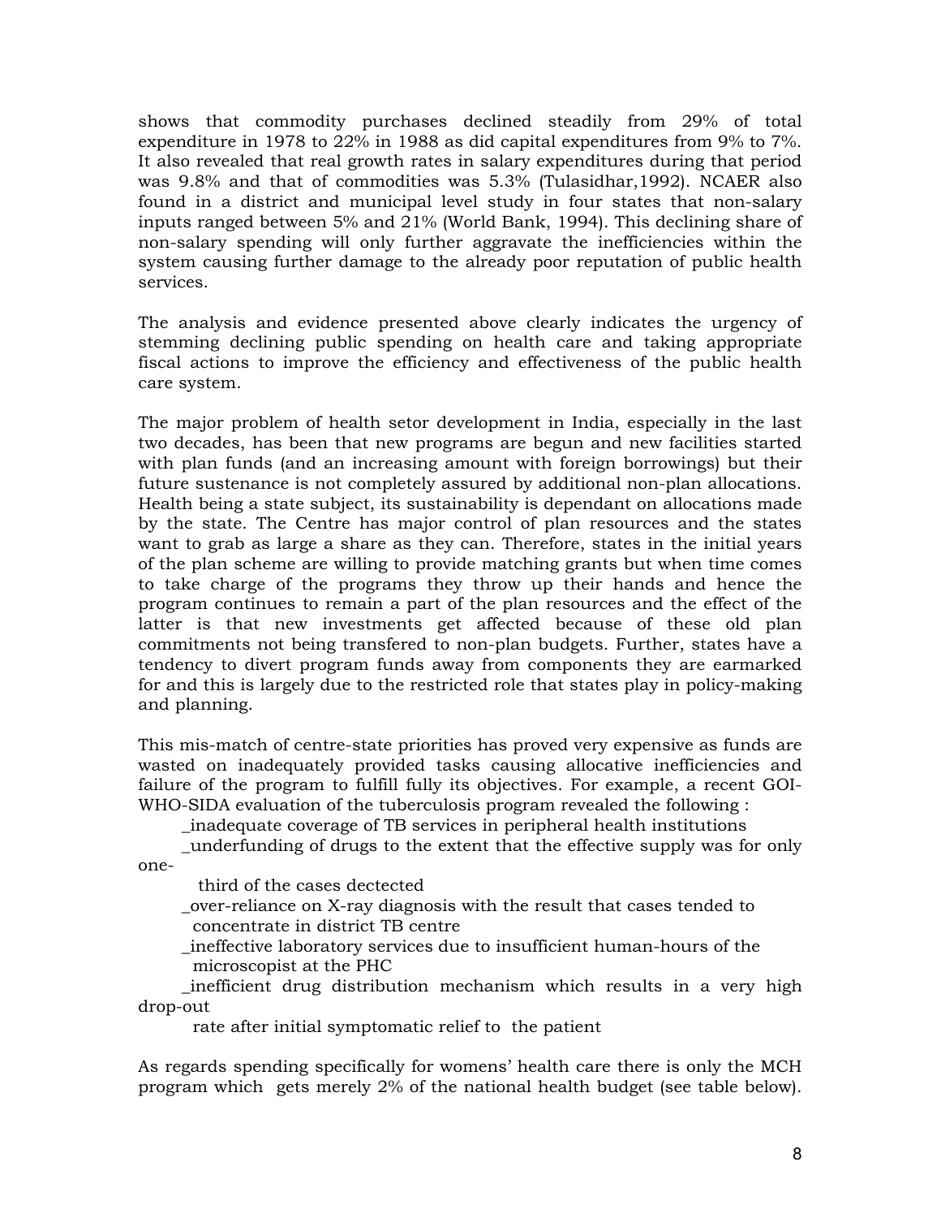shows that commodity purchases declined steadily from 29% of total expenditure in 1978 to 22% in 1988 as did capital expenditures from 9% to 7%. It also revealed that real growth rates in salary expenditures during that period was 9.8% and that of commodities was 5.3% (Tulasidhar,1992). NCAER also found in a district and municipal level study in four states that non-salary inputs ranged between 5% and 21% (World Bank, 1994). This declining share of non-salary spending will only further aggravate the inefficiencies within the system causing further damage to the already poor reputation of public health services.

The analysis and evidence presented above clearly indicates the urgency of stemming declining public spending on health care and taking appropriate fiscal actions to improve the efficiency and effectiveness of the public health care system.

The major problem of health setor development in India, especially in the last two decades, has been that new programs are begun and new facilities started with plan funds (and an increasing amount with foreign borrowings) but their future sustenance is not completely assured by additional non-plan allocations. Health being a state subject, its sustainability is dependant on allocations made by the state. The Centre has major control of plan resources and the states want to grab as large a share as they can. Therefore, states in the initial years of the plan scheme are willing to provide matching grants but when time comes to take charge of the programs they throw up their hands and hence the program continues to remain a part of the plan resources and the effect of the latter is that new investments get affected because of these old plan commitments not being transfered to non-plan budgets. Further, states have a tendency to divert program funds away from components they are earmarked for and this is largely due to the restricted role that states play in policy-making and planning.

This mis-match of centre-state priorities has proved very expensive as funds are wasted on inadequately provided tasks causing allocative inefficiencies and failure of the program to fulfill fully its objectives. For example, a recent GOI-WHO-SIDA evaluation of the tuberculosis program revealed the following :

- _inadequate coverage of TB services in peripheral health institutions
- _underfunding of drugs to the extent that the effective supply was for only one-third of the cases dectected
- _over-reliance on X-ray diagnosis with the result that cases tended to concentrate in district TB centre
- _ineffective laboratory services due to insufficient human-hours of the microscopist at the PHC
- _inefficient drug distribution mechanism which results in a very high drop-out rate after initial symptomatic relief to the patient

As regards spending specifically for womens' health care there is only the MCH program which gets merely 2% of the national health budget (see table below).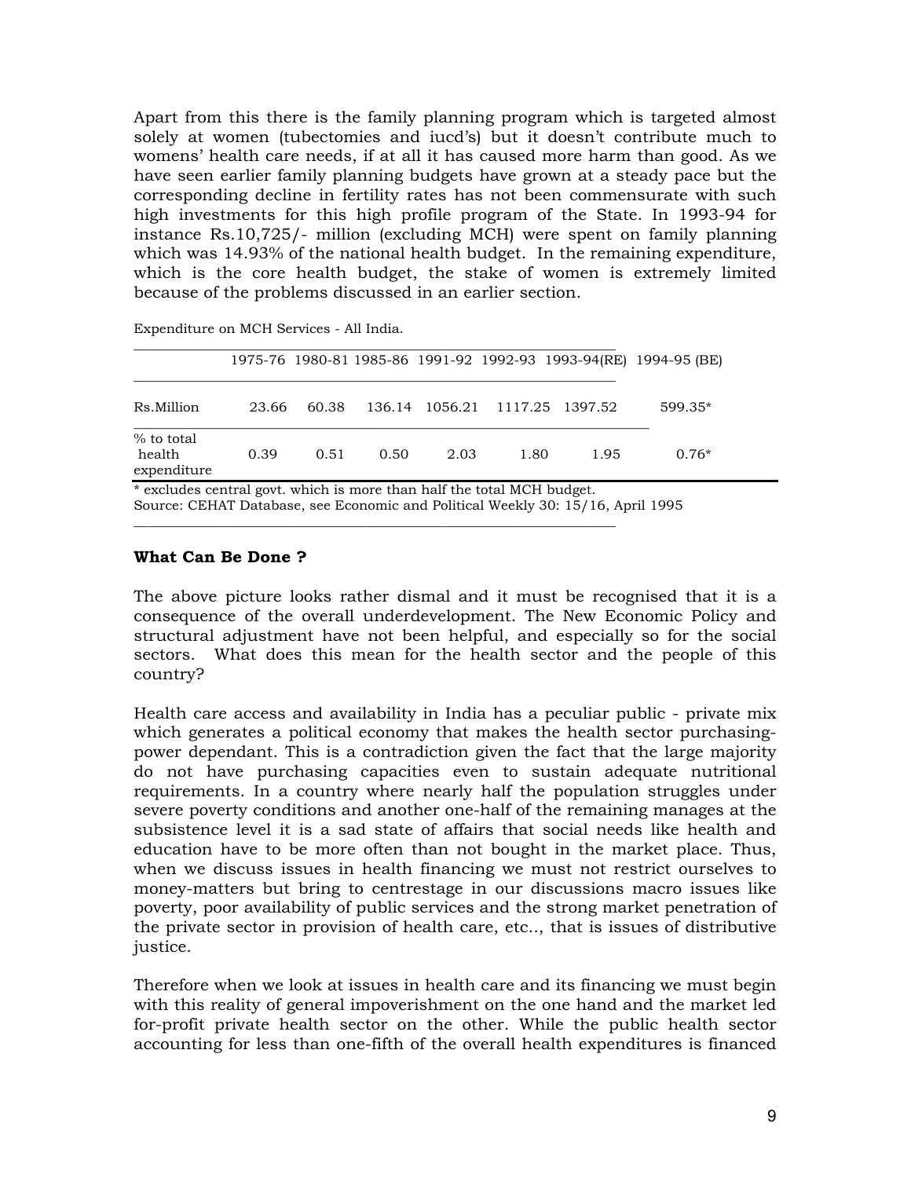Apart from this there is the family planning program which is targeted almost solely at women (tubectomies and iucd's) but it doesn't contribute much to womens' health care needs, if at all it has caused more harm than good. As we have seen earlier family planning budgets have grown at a steady pace but the corresponding decline in fertility rates has not been commensurate with such high investments for this high profile program of the State. In 1993-94 for instance Rs.10,725/- million (excluding MCH) were spent on family planning which was 14.93% of the national health budget. In the remaining expenditure, which is the core health budget, the stake of women is extremely limited because of the problems discussed in an earlier section.

Expenditure on MCH Services - All India.

| | 1975-76 | 1980-81 | 1985-86 | 1991-92 | 1992-93 | 1993-94(RE) | 1994-95 (BE) |
|---|---|---|---|---|---|---|---|
| Rs.Million | 23.66 | 60.38 | 136.14 | 1056.21 | 1117.25 | 1397.52 | 599.35* |
| % to total health expenditure | 0.39 | 0.51 | 0.50 | 2.03 | 1.80 | 1.95 | 0.76* |

* excludes central govt. which is more than half the total MCH budget.
Source: CEHAT Database, see Economic and Political Weekly 30: 15/16, April 1995

**What Can Be Done ?**

The above picture looks rather dismal and it must be recognised that it is a consequence of the overall underdevelopment. The New Economic Policy and structural adjustment have not been helpful, and especially so for the social sectors. What does this mean for the health sector and the people of this country?

Health care access and availability in India has a peculiar public - private mix which generates a political economy that makes the health sector purchasing-power dependant. This is a contradiction given the fact that the large majority do not have purchasing capacities even to sustain adequate nutritional requirements. In a country where nearly half the population struggles under severe poverty conditions and another one-half of the remaining manages at the subsistence level it is a sad state of affairs that social needs like health and education have to be more often than not bought in the market place. Thus, when we discuss issues in health financing we must not restrict ourselves to money-matters but bring to centrestage in our discussions macro issues like poverty, poor availability of public services and the strong market penetration of the private sector in provision of health care, etc.., that is issues of distributive justice.

Therefore when we look at issues in health care and its financing we must begin with this reality of general impoverishment on the one hand and the market led for-profit private health sector on the other. While the public health sector accounting for less than one-fifth of the overall health expenditures is financed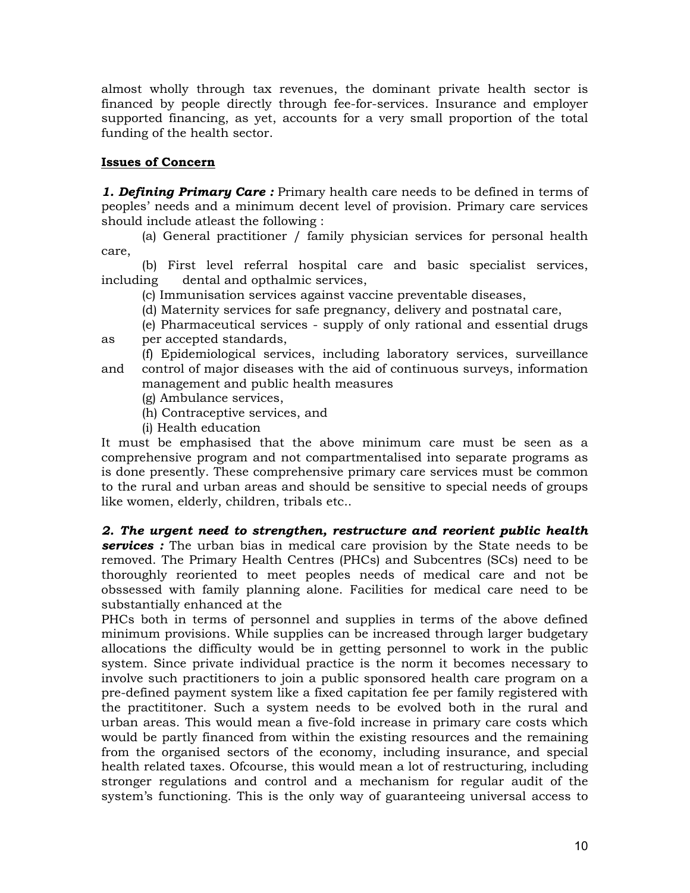almost wholly through tax revenues, the dominant private health sector is financed by people directly through fee-for-services. Insurance and employer supported financing, as yet, accounts for a very small proportion of the total funding of the health sector.

**Issues of Concern**

***1. Defining Primary Care :*** Primary health care needs to be defined in terms of peoples' needs and a minimum decent level of provision. Primary care services should include atleast the following :

(a) General practitioner / family physician services for personal health care,

(b) First level referral hospital care and basic specialist services, including dental and opthalmic services,

(c) Immunisation services against vaccine preventable diseases,

(d) Maternity services for safe pregnancy, delivery and postnatal care,

(e) Pharmaceutical services - supply of only rational and essential drugs as per accepted standards,

(f) Epidemiological services, including laboratory services, surveillance and control of major diseases with the aid of continuous surveys, information management and public health measures

(g) Ambulance services,

(h) Contraceptive services, and

(i) Health education

It must be emphasised that the above minimum care must be seen as a comprehensive program and not compartmentalised into separate programs as is done presently. These comprehensive primary care services must be common to the rural and urban areas and should be sensitive to special needs of groups like women, elderly, children, tribals etc..

***2. The urgent need to strengthen, restructure and reorient public health services :*** The urban bias in medical care provision by the State needs to be removed. The Primary Health Centres (PHCs) and Subcentres (SCs) need to be thoroughly reoriented to meet peoples needs of medical care and not be obssessed with family planning alone. Facilities for medical care need to be substantially enhanced at the PHCs both in terms of personnel and supplies in terms of the above defined minimum provisions. While supplies can be increased through larger budgetary allocations the difficulty would be in getting personnel to work in the public system. Since private individual practice is the norm it becomes necessary to involve such practitioners to join a public sponsored health care program on a pre-defined payment system like a fixed capitation fee per family registered with the practititoner. Such a system needs to be evolved both in the rural and urban areas. This would mean a five-fold increase in primary care costs which would be partly financed from within the existing resources and the remaining from the organised sectors of the economy, including insurance, and special health related taxes. Ofcourse, this would mean a lot of restructuring, including stronger regulations and control and a mechanism for regular audit of the system's functioning. This is the only way of guaranteeing universal access to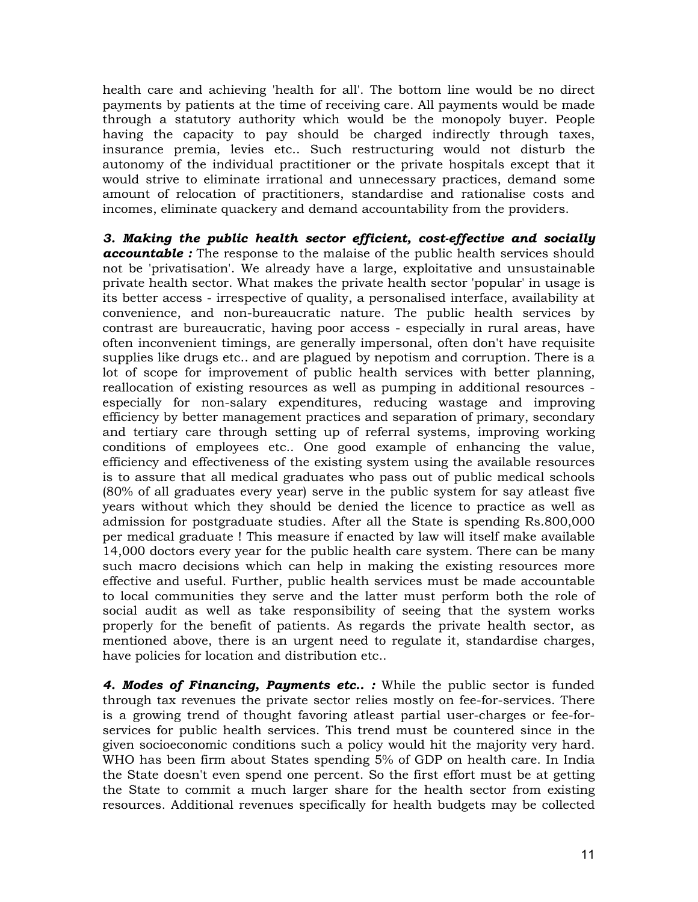health care and achieving 'health for all'. The bottom line would be no direct payments by patients at the time of receiving care. All payments would be made through a statutory authority which would be the monopoly buyer. People having the capacity to pay should be charged indirectly through taxes, insurance premia, levies etc.. Such restructuring would not disturb the autonomy of the individual practitioner or the private hospitals except that it would strive to eliminate irrational and unnecessary practices, demand some amount of relocation of practitioners, standardise and rationalise costs and incomes, eliminate quackery and demand accountability from the providers.

***3. Making the public health sector efficient, cost-effective and socially accountable :*** The response to the malaise of the public health services should not be 'privatisation'. We already have a large, exploitative and unsustainable private health sector. What makes the private health sector 'popular' in usage is its better access - irrespective of quality, a personalised interface, availability at convenience, and non-bureaucratic nature. The public health services by contrast are bureaucratic, having poor access - especially in rural areas, have often inconvenient timings, are generally impersonal, often don't have requisite supplies like drugs etc.. and are plagued by nepotism and corruption. There is a lot of scope for improvement of public health services with better planning, reallocation of existing resources as well as pumping in additional resources - especially for non-salary expenditures, reducing wastage and improving efficiency by better management practices and separation of primary, secondary and tertiary care through setting up of referral systems, improving working conditions of employees etc.. One good example of enhancing the value, efficiency and effectiveness of the existing system using the available resources is to assure that all medical graduates who pass out of public medical schools (80% of all graduates every year) serve in the public system for say atleast five years without which they should be denied the licence to practice as well as admission for postgraduate studies. After all the State is spending Rs.800,000 per medical graduate ! This measure if enacted by law will itself make available 14,000 doctors every year for the public health care system. There can be many such macro decisions which can help in making the existing resources more effective and useful. Further, public health services must be made accountable to local communities they serve and the latter must perform both the role of social audit as well as take responsibility of seeing that the system works properly for the benefit of patients. As regards the private health sector, as mentioned above, there is an urgent need to regulate it, standardise charges, have policies for location and distribution etc..

***4. Modes of Financing, Payments etc.. :*** While the public sector is funded through tax revenues the private sector relies mostly on fee-for-services. There is a growing trend of thought favoring atleast partial user-charges or fee-for-services for public health services. This trend must be countered since in the given socioeconomic conditions such a policy would hit the majority very hard. WHO has been firm about States spending 5% of GDP on health care. In India the State doesn't even spend one percent. So the first effort must be at getting the State to commit a much larger share for the health sector from existing resources. Additional revenues specifically for health budgets may be collected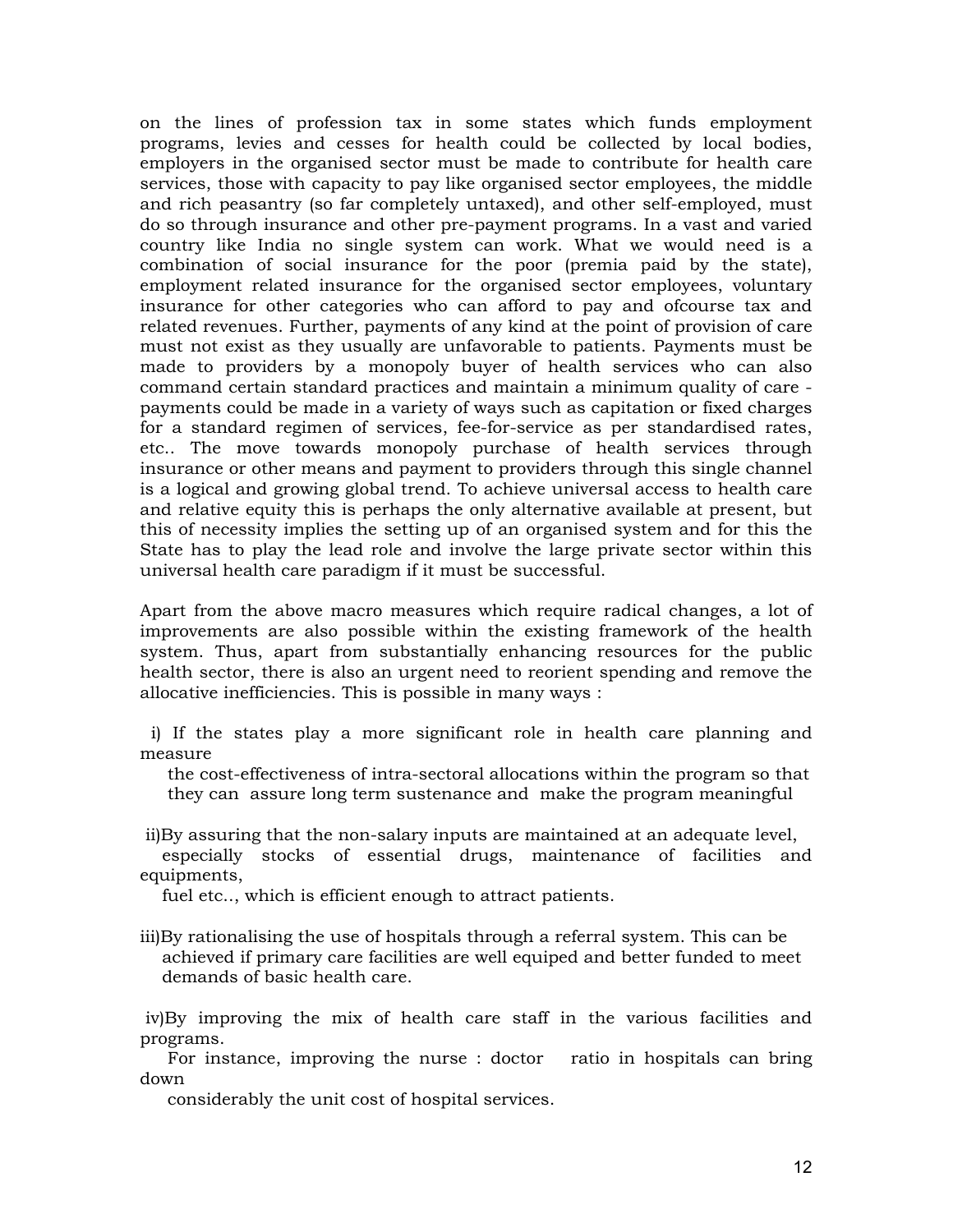on the lines of profession tax in some states which funds employment programs, levies and cesses for health could be collected by local bodies, employers in the organised sector must be made to contribute for health care services, those with capacity to pay like organised sector employees, the middle and rich peasantry (so far completely untaxed), and other self-employed, must do so through insurance and other pre-payment programs. In a vast and varied country like India no single system can work. What we would need is a combination of social insurance for the poor (premia paid by the state), employment related insurance for the organised sector employees, voluntary insurance for other categories who can afford to pay and ofcourse tax and related revenues. Further, payments of any kind at the point of provision of care must not exist as they usually are unfavorable to patients. Payments must be made to providers by a monopoly buyer of health services who can also command certain standard practices and maintain a minimum quality of care - payments could be made in a variety of ways such as capitation or fixed charges for a standard regimen of services, fee-for-service as per standardised rates, etc.. The move towards monopoly purchase of health services through insurance or other means and payment to providers through this single channel is a logical and growing global trend. To achieve universal access to health care and relative equity this is perhaps the only alternative available at present, but this of necessity implies the setting up of an organised system and for this the State has to play the lead role and involve the large private sector within this universal health care paradigm if it must be successful.

Apart from the above macro measures which require radical changes, a lot of improvements are also possible within the existing framework of the health system. Thus, apart from substantially enhancing resources for the public health sector, there is also an urgent need to reorient spending and remove the allocative inefficiencies. This is possible in many ways :

i) If the states play a more significant role in health care planning and measure the cost-effectiveness of intra-sectoral allocations within the program so that they can assure long term sustenance and make the program meaningful

ii)By assuring that the non-salary inputs are maintained at an adequate level, especially stocks of essential drugs, maintenance of facilities and equipments, fuel etc.., which is efficient enough to attract patients.

iii)By rationalising the use of hospitals through a referral system. This can be achieved if primary care facilities are well equiped and better funded to meet demands of basic health care.

iv)By improving the mix of health care staff in the various facilities and programs. For instance, improving the nurse : doctor ratio in hospitals can bring down considerably the unit cost of hospital services.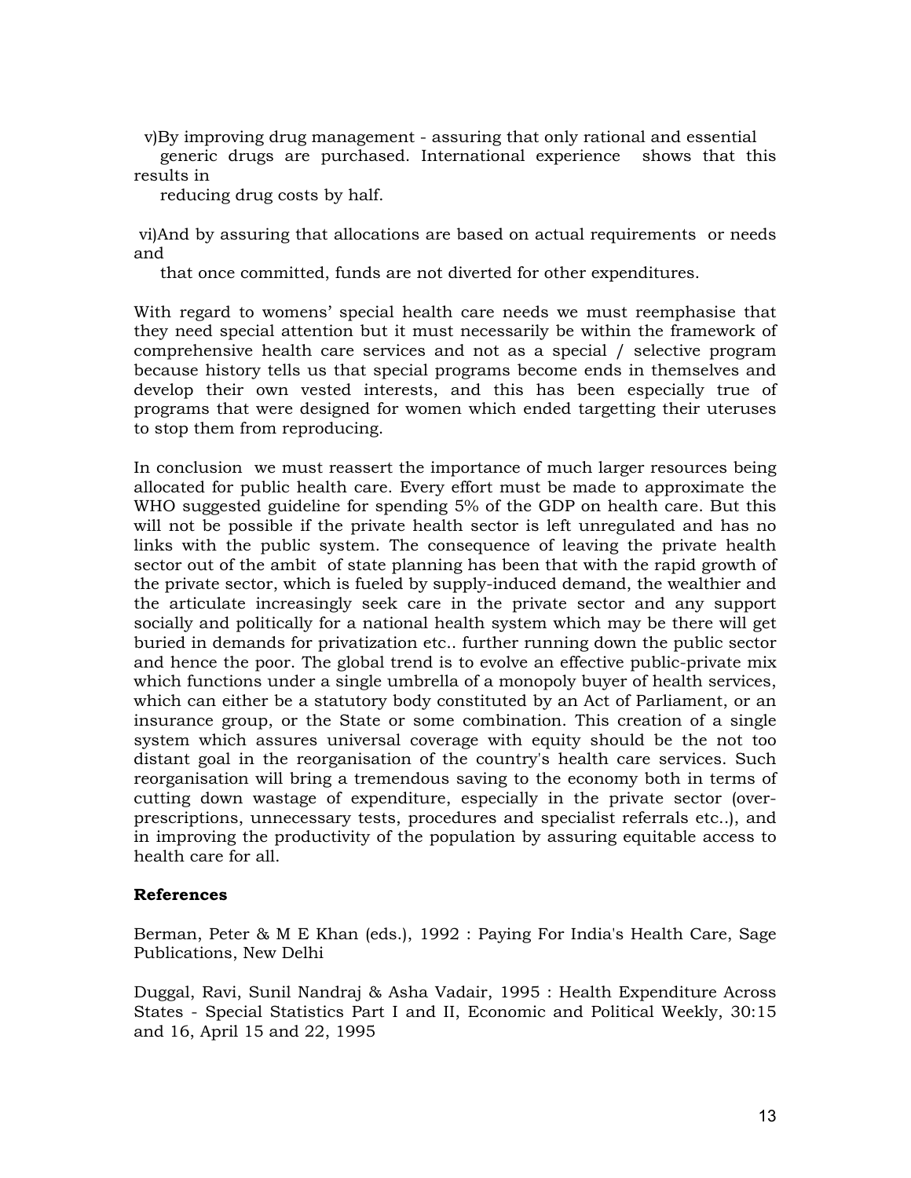v) By improving drug management - assuring that only rational and essential generic drugs are purchased. International experience shows that this results in reducing drug costs by half.

vi) And by assuring that allocations are based on actual requirements or needs and that once committed, funds are not diverted for other expenditures.

With regard to womens' special health care needs we must reemphasise that they need special attention but it must necessarily be within the framework of comprehensive health care services and not as a special / selective program because history tells us that special programs become ends in themselves and develop their own vested interests, and this has been especially true of programs that were designed for women which ended targetting their uteruses to stop them from reproducing.

In conclusion we must reassert the importance of much larger resources being allocated for public health care. Every effort must be made to approximate the WHO suggested guideline for spending 5% of the GDP on health care. But this will not be possible if the private health sector is left unregulated and has no links with the public system. The consequence of leaving the private health sector out of the ambit of state planning has been that with the rapid growth of the private sector, which is fueled by supply-induced demand, the wealthier and the articulate increasingly seek care in the private sector and any support socially and politically for a national health system which may be there will get buried in demands for privatization etc.. further running down the public sector and hence the poor. The global trend is to evolve an effective public-private mix which functions under a single umbrella of a monopoly buyer of health services, which can either be a statutory body constituted by an Act of Parliament, or an insurance group, or the State or some combination. This creation of a single system which assures universal coverage with equity should be the not too distant goal in the reorganisation of the country's health care services. Such reorganisation will bring a tremendous saving to the economy both in terms of cutting down wastage of expenditure, especially in the private sector (over-prescriptions, unnecessary tests, procedures and specialist referrals etc..), and in improving the productivity of the population by assuring equitable access to health care for all.

**References**

Berman, Peter & M E Khan (eds.), 1992 : Paying For India's Health Care, Sage Publications, New Delhi

Duggal, Ravi, Sunil Nandraj & Asha Vadair, 1995 : Health Expenditure Across States - Special Statistics Part I and II, Economic and Political Weekly, 30:15 and 16, April 15 and 22, 1995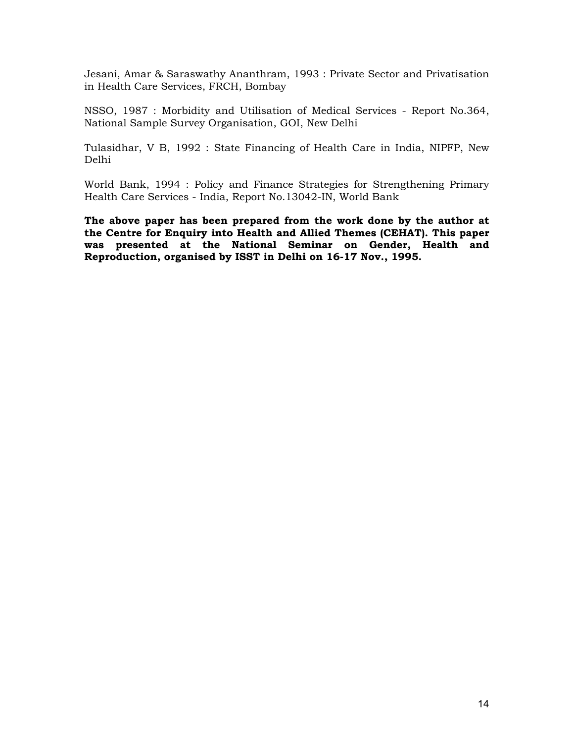Jesani, Amar & Saraswathy Ananthram, 1993 : Private Sector and Privatisation in Health Care Services, FRCH, Bombay

NSSO, 1987 : Morbidity and Utilisation of Medical Services - Report No.364, National Sample Survey Organisation, GOI, New Delhi

Tulasidhar, V B, 1992 : State Financing of Health Care in India, NIPFP, New Delhi

World Bank, 1994 : Policy and Finance Strategies for Strengthening Primary Health Care Services - India, Report No.13042-IN, World Bank

**The above paper has been prepared from the work done by the author at the Centre for Enquiry into Health and Allied Themes (CEHAT). This paper was presented at the National Seminar on Gender, Health and Reproduction, organised by ISST in Delhi on 16-17 Nov., 1995.**